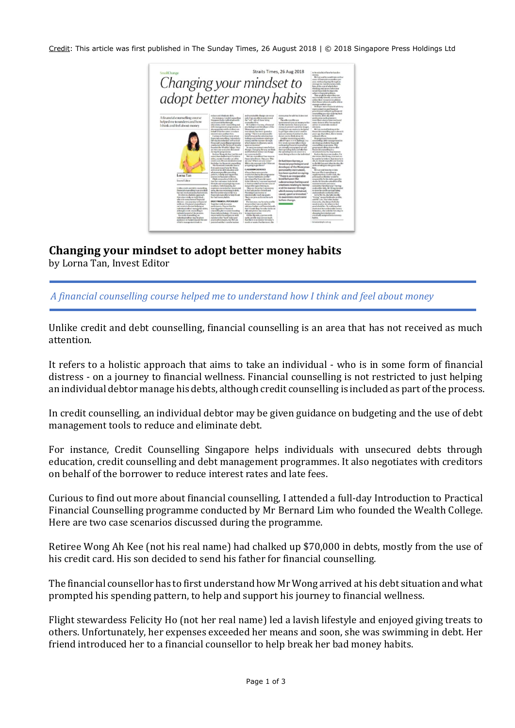Credit: This article was first published in The Sunday Times, 26 August 2018 | © 2018 Singapore Press Holdings Ltd

# Changing your mindset to adopt better money habits

by Lorna Tan, Invest Editor

*A financial counselling course helped me to understand how I think and feel about money*

Unlike credit and debt counselling, financial counselling is an area that has not received as much attention.

It refers to a holistic approach that aims to take an individual - who is in some form of financial distress - on a journey to financial wellness. Financial counselling is not restricted to just helping an individual debtor manage his debts, although credit counselling is included as part of the process.

In credit counselling, an individual debtor may be given guidance on budgeting and the use of debt management tools to reduce and eliminate debt.

For instance, Credit Counselling Singapore helps individuals with unsecured debts through education, credit counselling and debt management programmes. It also negotiates with creditors on behalf of the borrower to reduce interest rates and late fees.

Curious to find out more about financial counselling, I attended a full-day Introduction to Practical Financial Counselling programme conducted by Mr Bernard Lim who founded the Wealth College. Here are two case scenarios discussed during the programme.

Retiree Wong Ah Kee (not his real name) had chalked up $70,000 in debts, mostly from the use of his credit card. His son decided to send his father for financial counselling.

The financial counsellor has to first understand how Mr Wong arrived at his debt situation and what prompted his spending pattern, to help and support his journey to financial wellness.

Flight stewardess Felicity Ho (not her real name) led a lavish lifestyle and enjoyed giving treats to others. Unfortunately, her expenses exceeded her means and soon, she was swimming in debt. Her friend introduced her to a financial counsellor to help break her bad money habits.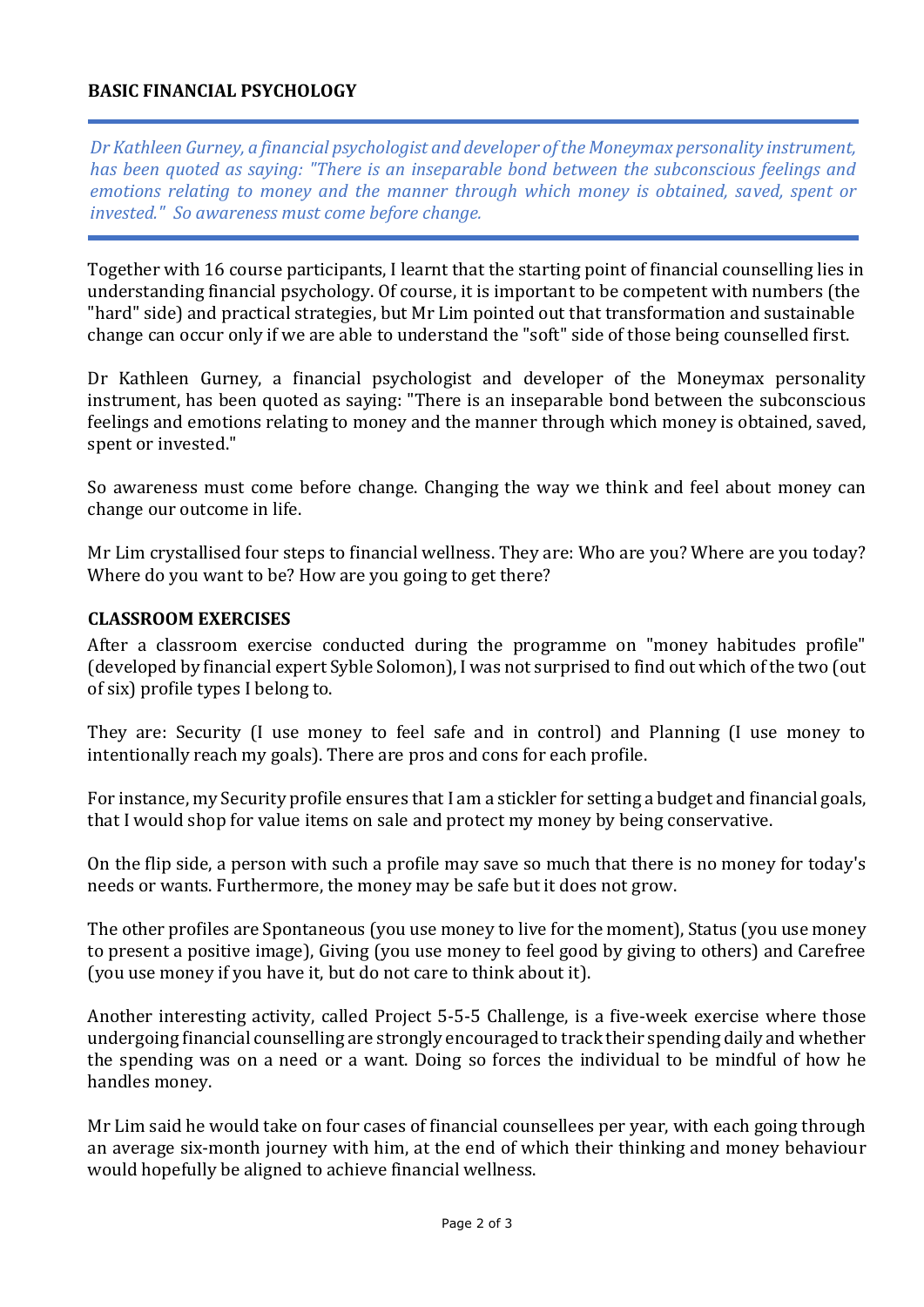## BASIC FINANCIAL PSYCHOLOGY

---

*Dr Kathleen Gurney, a financial psychologist and developer of the Moneymax personality instrument, has been quoted as saying: "There is an inseparable bond between the subconscious feelings and emotions relating to money and the manner through which money is obtained, saved, spent or invested." So awareness must come before change.*

---

Together with 16 course participants, I learnt that the starting point of financial counselling lies in understanding financial psychology. Of course, it is important to be competent with numbers (the "hard" side) and practical strategies, but Mr Lim pointed out that transformation and sustainable change can occur only if we are able to understand the "soft" side of those being counselled first.

Dr Kathleen Gurney, a financial psychologist and developer of the Moneymax personality instrument, has been quoted as saying: "There is an inseparable bond between the subconscious feelings and emotions relating to money and the manner through which money is obtained, saved, spent or invested."

So awareness must come before change. Changing the way we think and feel about money can change our outcome in life.

Mr Lim crystallised four steps to financial wellness. They are: Who are you? Where are you today? Where do you want to be? How are you going to get there?

### CLASSROOM EXERCISES

After a classroom exercise conducted during the programme on "money habitudes profile" (developed by financial expert Syble Solomon), I was not surprised to find out which of the two (out of six) profile types I belong to.

They are: Security (I use money to feel safe and in control) and Planning (I use money to intentionally reach my goals). There are pros and cons for each profile.

For instance, my Security profile ensures that I am a stickler for setting a budget and financial goals, that I would shop for value items on sale and protect my money by being conservative.

On the flip side, a person with such a profile may save so much that there is no money for today's needs or wants. Furthermore, the money may be safe but it does not grow.

The other profiles are Spontaneous (you use money to live for the moment), Status (you use money to present a positive image), Giving (you use money to feel good by giving to others) and Carefree (you use money if you have it, but do not care to think about it).

Another interesting activity, called Project 5-5-5 Challenge, is a five-week exercise where those undergoing financial counselling are strongly encouraged to track their spending daily and whether the spending was on a need or a want. Doing so forces the individual to be mindful of how he handles money.

Mr Lim said he would take on four cases of financial counsellees per year, with each going through an average six-month journey with him, at the end of which their thinking and money behaviour would hopefully be aligned to achieve financial wellness.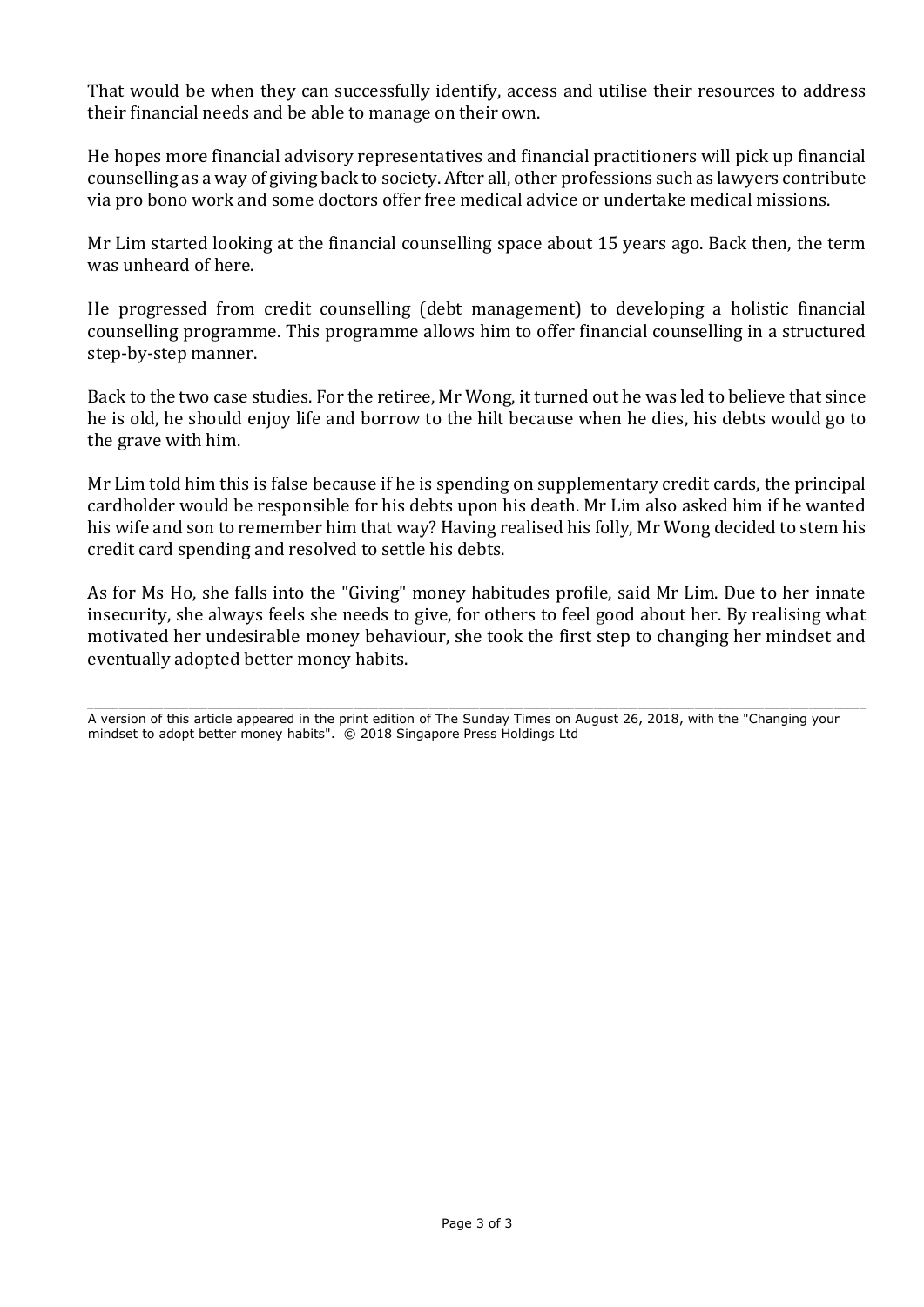That would be when they can successfully identify, access and utilise their resources to address their financial needs and be able to manage on their own.

He hopes more financial advisory representatives and financial practitioners will pick up financial counselling as a way of giving back to society. After all, other professions such as lawyers contribute via pro bono work and some doctors offer free medical advice or undertake medical missions.

Mr Lim started looking at the financial counselling space about 15 years ago. Back then, the term was unheard of here.

He progressed from credit counselling (debt management) to developing a holistic financial counselling programme. This programme allows him to offer financial counselling in a structured step-by-step manner.

Back to the two case studies. For the retiree, Mr Wong, it turned out he was led to believe that since he is old, he should enjoy life and borrow to the hilt because when he dies, his debts would go to the grave with him.

Mr Lim told him this is false because if he is spending on supplementary credit cards, the principal cardholder would be responsible for his debts upon his death. Mr Lim also asked him if he wanted his wife and son to remember him that way? Having realised his folly, Mr Wong decided to stem his credit card spending and resolved to settle his debts.

As for Ms Ho, she falls into the "Giving" money habitudes profile, said Mr Lim. Due to her innate insecurity, she always feels she needs to give, for others to feel good about her. By realising what motivated her undesirable money behaviour, she took the first step to changing her mindset and eventually adopted better money habits.

---

A version of this article appeared in the print edition of The Sunday Times on August 26, 2018, with the "Changing your mindset to adopt better money habits". © 2018 Singapore Press Holdings Ltd